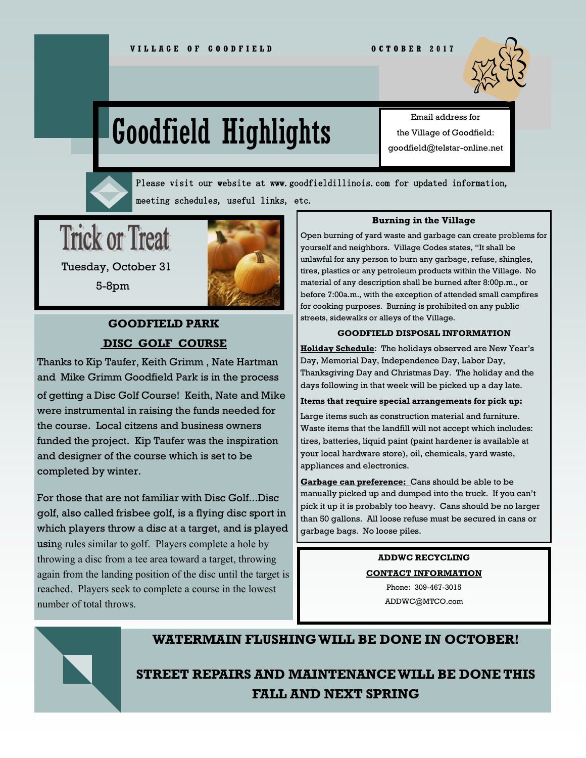VILLAGE OF GOODFIELD — OCTOBER 2017

# Goodfield Highlights

Email address for the Village of Goodfield: goodfield@telstar-online.net

Please visit our website at www.goodfieldillinois.com for updated information, meeting schedules, useful links, etc.

## Trick or Treat

Tuesday, October 31

5-8pm

## GOODFIELD PARK DISC GOLF COURSE

Thanks to Kip Taufer, Keith Grimm , Nate Hartman and Mike Grimm Goodfield Park is in the process of getting a Disc Golf Course! Keith, Nate and Mike were instrumental in raising the funds needed for the course. Local citzens and business owners funded the project. Kip Taufer was the inspiration and designer of the course which is set to be completed by winter.

For those that are not familiar with Disc Golf...Disc golf, also called frisbee golf, is a flying disc sport in which players throw a disc at a target, and is played using rules similar to golf. Players complete a hole by throwing a disc from a tee area toward a target, throwing again from the landing position of the disc until the target is reached. Players seek to complete a course in the lowest number of total throws.

## Burning in the Village

Open burning of yard waste and garbage can create problems for yourself and neighbors. Village Codes states, "It shall be unlawful for any person to burn any garbage, refuse, shingles, tires, plastics or any petroleum products within the Village. No material of any description shall be burned after 8:00p.m., or before 7:00a.m., with the exception of attended small campfires for cooking purposes. Burning is prohibited on any public streets, sidewalks or alleys of the Village.

## GOODFIELD DISPOSAL INFORMATION

**Holiday Schedule**: The holidays observed are New Year's Day, Memorial Day, Independence Day, Labor Day, Thanksgiving Day and Christmas Day. The holiday and the days following in that week will be picked up a day late.

**Items that require special arrangements for pick up:**

Large items such as construction material and furniture. Waste items that the landfill will not accept which includes: tires, batteries, liquid paint (paint hardener is available at your local hardware store), oil, chemicals, yard waste, appliances and electronics.

**Garbage can preference:** Cans should be able to be manually picked up and dumped into the truck. If you can't pick it up it is probably too heavy. Cans should be no larger than 50 gallons. All loose refuse must be secured in cans or garbage bags. No loose piles.

## ADDWC RECYCLING CONTACT INFORMATION

Phone: 309-467-3015

ADDWC@MTCO.com

## WATERMAIN FLUSHING WILL BE DONE IN OCTOBER!

## STREET REPAIRS AND MAINTENANCE WILL BE DONE THIS FALL AND NEXT SPRING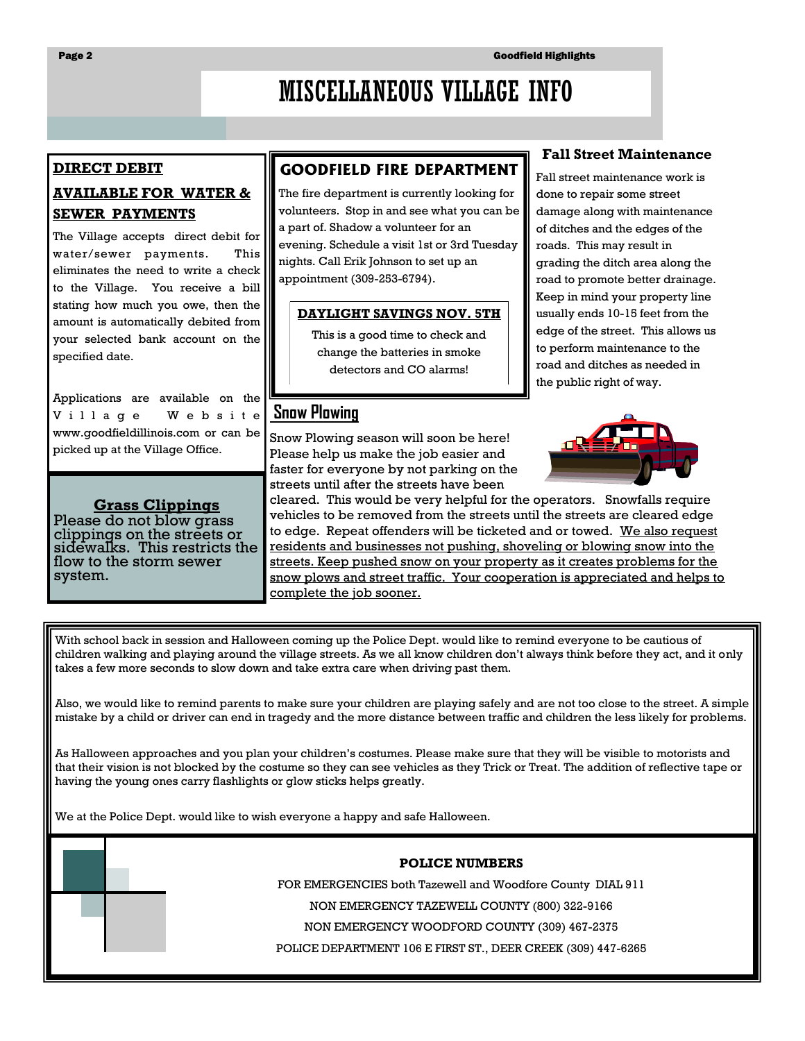# MISCELLANEOUS VILLAGE INFO

## DIRECT DEBIT AVAILABLE FOR WATER & SEWER PAYMENTS

The Village accepts direct debit for water/sewer payments. This eliminates the need to write a check to the Village. You receive a bill stating how much you owe, then the amount is automatically debited from your selected bank account on the specified date.

Applications are available on the Village Website www.goodfieldillinois.com or can be picked up at the Village Office.

## Grass Clippings

Please do not blow grass clippings on the streets or sidewalks. This restricts the flow to the storm sewer system.

## GOODFIELD FIRE DEPARTMENT

The fire department is currently looking for volunteers. Stop in and see what you can be a part of. Shadow a volunteer for an evening. Schedule a visit 1st or 3rd Tuesday nights. Call Erik Johnson to set up an appointment (309-253-6794).

### DAYLIGHT SAVINGS NOV. 5TH

This is a good time to check and change the batteries in smoke detectors and CO alarms!

## Fall Street Maintenance

Fall street maintenance work is done to repair some street damage along with maintenance of ditches and the edges of the roads. This may result in grading the ditch area along the road to promote better drainage. Keep in mind your property line usually ends 10-15 feet from the edge of the street. This allows us to perform maintenance to the road and ditches as needed in the public right of way.

## Snow Plowing

Snow Plowing season will soon be here! Please help us make the job easier and faster for everyone by not parking on the streets until after the streets have been cleared. This would be very helpful for the operators. Snowfalls require vehicles to be removed from the streets until the streets are cleared edge to edge. Repeat offenders will be ticketed and or towed. We also request residents and businesses not pushing, shoveling or blowing snow into the streets. Keep pushed snow on your property as it creates problems for the snow plows and street traffic. Your cooperation is appreciated and helps to complete the job sooner.

With school back in session and Halloween coming up the Police Dept. would like to remind everyone to be cautious of children walking and playing around the village streets. As we all know children don't always think before they act, and it only takes a few more seconds to slow down and take extra care when driving past them.

Also, we would like to remind parents to make sure your children are playing safely and are not too close to the street. A simple mistake by a child or driver can end in tragedy and the more distance between traffic and children the less likely for problems.

As Halloween approaches and you plan your children's costumes. Please make sure that they will be visible to motorists and that their vision is not blocked by the costume so they can see vehicles as they Trick or Treat. The addition of reflective tape or having the young ones carry flashlights or glow sticks helps greatly.

We at the Police Dept. would like to wish everyone a happy and safe Halloween.

**POLICE NUMBERS**

FOR EMERGENCIES both Tazewell and Woodfore County DIAL 911

NON EMERGENCY TAZEWELL COUNTY (800) 322-9166

NON EMERGENCY WOODFORD COUNTY (309) 467-2375

POLICE DEPARTMENT 106 E FIRST ST., DEER CREEK (309) 447-6265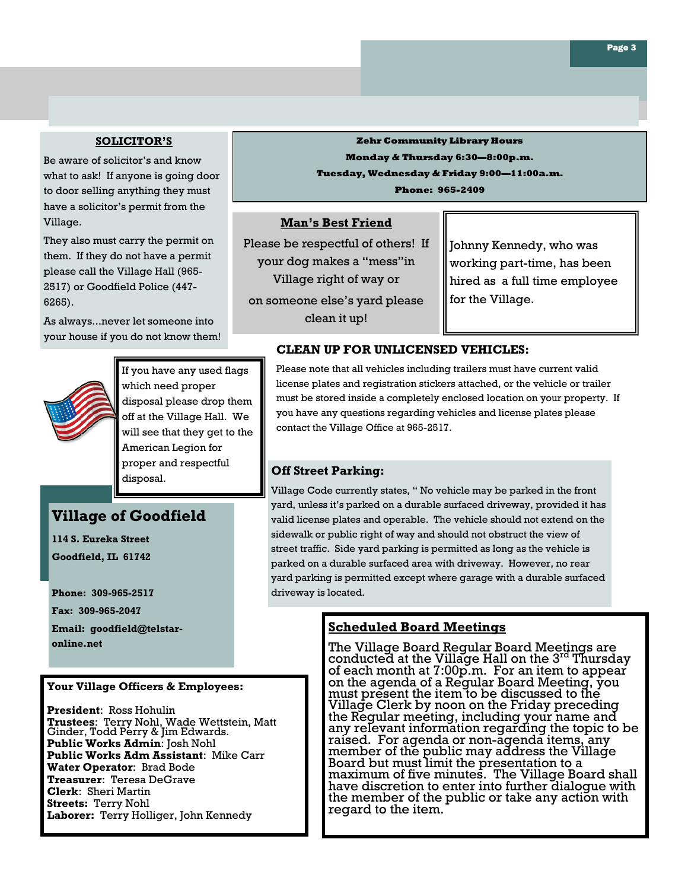## SOLICITOR'S

Be aware of solicitor's and know what to ask! If anyone is going door to door selling anything they must have a solicitor's permit from the Village.

They also must carry the permit on them. If they do not have a permit please call the Village Hall (965-2517) or Goodfield Police (447-6265).

As always...never let someone into your house if you do not know them!

**Zehr Community Library Hours**

**Monday & Thursday 6:30—8:00p.m.**

**Tuesday, Wednesday & Friday 9:00—11:00a.m.**

**Phone: 965-2409**

## Man's Best Friend

Please be respectful of others! If your dog makes a "mess"in Village right of way or on someone else's yard please clean it up!

Johnny Kennedy, who was working part-time, has been hired as a full time employee for the Village.

If you have any used flags which need proper disposal please drop them off at the Village Hall. We will see that they get to the American Legion for proper and respectful disposal.

## CLEAN UP FOR UNLICENSED VEHICLES:

Please note that all vehicles including trailers must have current valid license plates and registration stickers attached, or the vehicle or trailer must be stored inside a completely enclosed location on your property. If you have any questions regarding vehicles and license plates please contact the Village Office at 965-2517.

## Off Street Parking:

Village Code currently states, " No vehicle may be parked in the front yard, unless it's parked on a durable surfaced driveway, provided it has valid license plates and operable. The vehicle should not extend on the sidewalk or public right of way and should not obstruct the view of street traffic. Side yard parking is permitted as long as the vehicle is parked on a durable surfaced area with driveway. However, no rear yard parking is permitted except where garage with a durable surfaced driveway is located.

## Village of Goodfield

**114 S. Eureka Street**

**Goodfield, IL 61742**

**Phone: 309-965-2517**

**Fax: 309-965-2047**

**Email: goodfield@telstar-online.net**

## Scheduled Board Meetings

The Village Board Regular Board Meetings are conducted at the Village Hall on the 3rd Thursday of each month at 7:00p.m. For an item to appear on the agenda of a Regular Board Meeting, you must present the item to be discussed to the Village Clerk by noon on the Friday preceding the Regular meeting, including your name and any relevant information regarding the topic to be raised. For agenda or non-agenda items, any member of the public may address the Village Board but must limit the presentation to a maximum of five minutes. The Village Board shall have discretion to enter into further dialogue with the member of the public or take any action with regard to the item.

**Your Village Officers & Employees:**

**President**: Ross Hohulin
**Trustees**: Terry Nohl, Wade Wettstein, Matt Ginder, Todd Perry & Jim Edwards.
**Public Works Admin**: Josh Nohl
**Public Works Adm Assistant**: Mike Carr
**Water Operator**: Brad Bode
**Treasurer**: Teresa DeGrave
**Clerk**: Sheri Martin
**Streets:** Terry Nohl
**Laborer:** Terry Holliger, John Kennedy